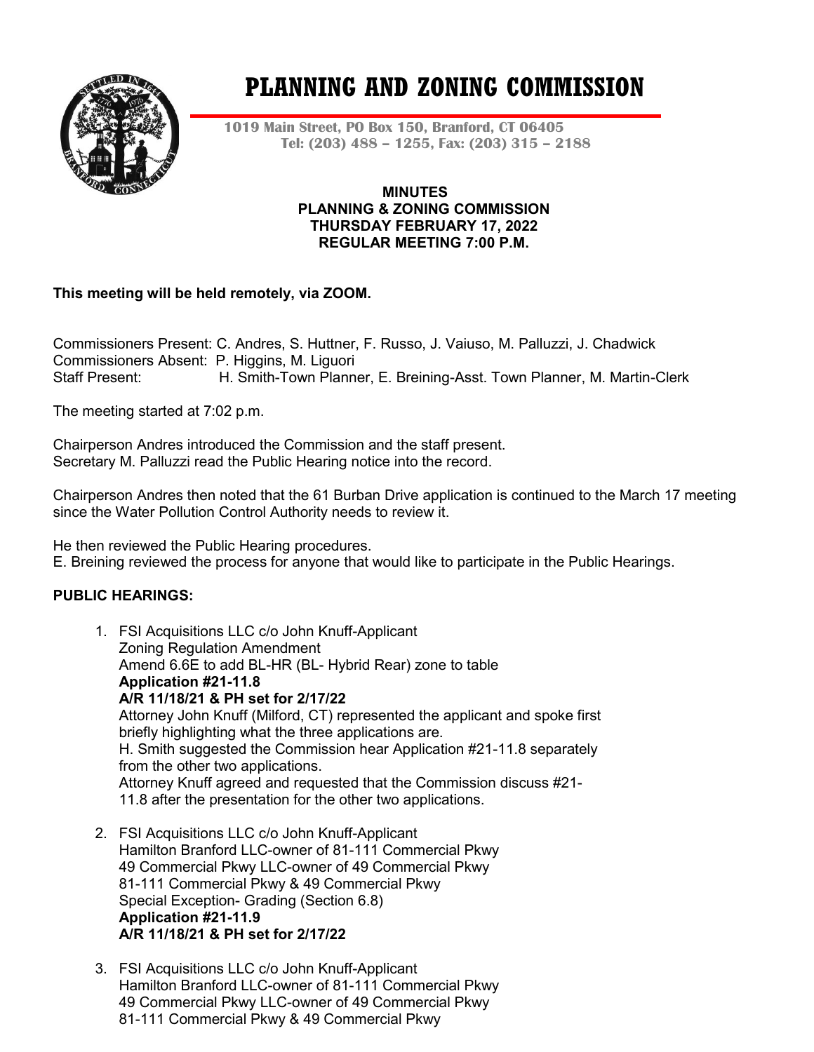# PLANNING AND ZONING COMMISSION

**1019 Main Street, PO Box 150, Branford, CT 06405**
**Tel: (203) 488 – 1255, Fax: (203) 315 – 2188**

**MINUTES**
**PLANNING & ZONING COMMISSION**
**THURSDAY FEBRUARY 17, 2022**
**REGULAR MEETING 7:00 P.M.**

**This meeting will be held remotely, via ZOOM.**

Commissioners Present: C. Andres, S. Huttner, F. Russo, J. Vaiuso, M. Palluzzi, J. Chadwick
Commissioners Absent: P. Higgins, M. Liguori
Staff Present: H. Smith-Town Planner, E. Breining-Asst. Town Planner, M. Martin-Clerk

The meeting started at 7:02 p.m.

Chairperson Andres introduced the Commission and the staff present.
Secretary M. Palluzzi read the Public Hearing notice into the record.

Chairperson Andres then noted that the 61 Burban Drive application is continued to the March 17 meeting since the Water Pollution Control Authority needs to review it.

He then reviewed the Public Hearing procedures.
E. Breining reviewed the process for anyone that would like to participate in the Public Hearings.

**PUBLIC HEARINGS:**

1. FSI Acquisitions LLC c/o John Knuff-Applicant
   Zoning Regulation Amendment
   Amend 6.6E to add BL-HR (BL- Hybrid Rear) zone to table
   **Application #21-11.8**
   **A/R 11/18/21 & PH set for 2/17/22**
   Attorney John Knuff (Milford, CT) represented the applicant and spoke first briefly highlighting what the three applications are.
   H. Smith suggested the Commission hear Application #21-11.8 separately from the other two applications.
   Attorney Knuff agreed and requested that the Commission discuss #21-11.8 after the presentation for the other two applications.

2. FSI Acquisitions LLC c/o John Knuff-Applicant
   Hamilton Branford LLC-owner of 81-111 Commercial Pkwy
   49 Commercial Pkwy LLC-owner of 49 Commercial Pkwy
   81-111 Commercial Pkwy & 49 Commercial Pkwy
   Special Exception- Grading (Section 6.8)
   **Application #21-11.9**
   **A/R 11/18/21 & PH set for 2/17/22**

3. FSI Acquisitions LLC c/o John Knuff-Applicant
   Hamilton Branford LLC-owner of 81-111 Commercial Pkwy
   49 Commercial Pkwy LLC-owner of 49 Commercial Pkwy
   81-111 Commercial Pkwy & 49 Commercial Pkwy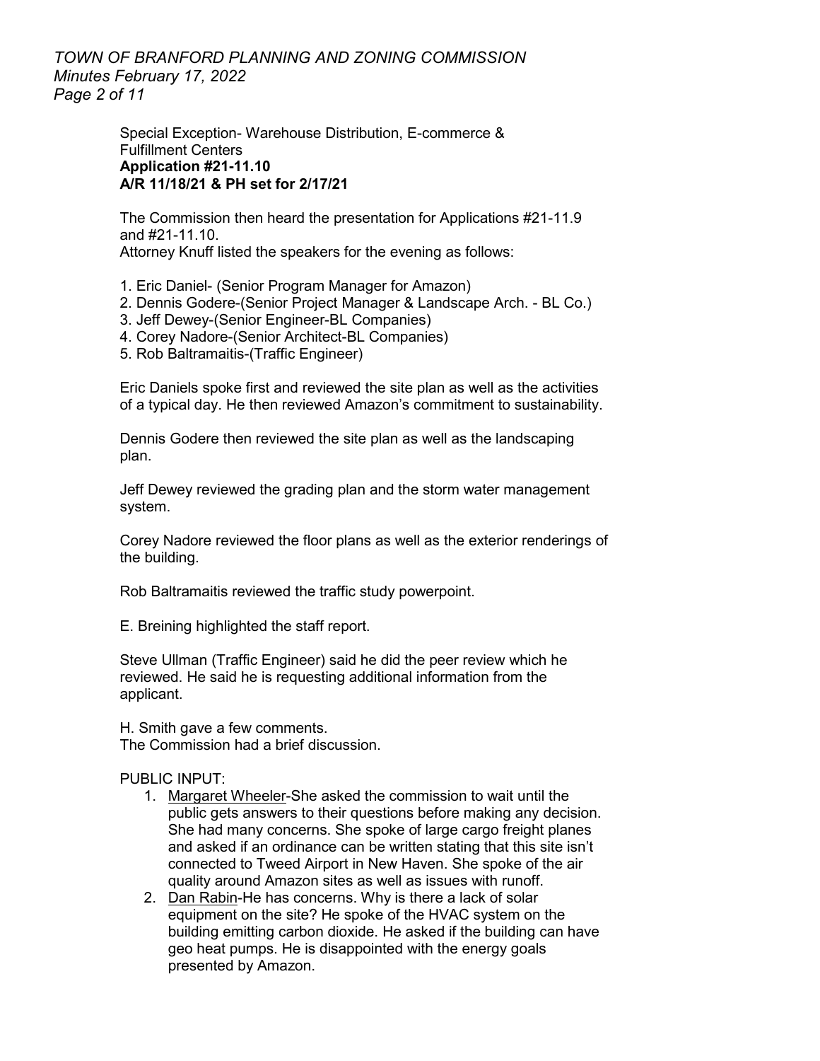Special Exception- Warehouse Distribution, E-commerce & Fulfillment Centers
**Application #21-11.10**
**A/R 11/18/21 & PH set for 2/17/21**

The Commission then heard the presentation for Applications #21-11.9 and #21-11.10.
Attorney Knuff listed the speakers for the evening as follows:

1. Eric Daniel- (Senior Program Manager for Amazon)
2. Dennis Godere-(Senior Project Manager & Landscape Arch. - BL Co.)
3. Jeff Dewey-(Senior Engineer-BL Companies)
4. Corey Nadore-(Senior Architect-BL Companies)
5. Rob Baltramaitis-(Traffic Engineer)

Eric Daniels spoke first and reviewed the site plan as well as the activities of a typical day. He then reviewed Amazon's commitment to sustainability.

Dennis Godere then reviewed the site plan as well as the landscaping plan.

Jeff Dewey reviewed the grading plan and the storm water management system.

Corey Nadore reviewed the floor plans as well as the exterior renderings of the building.

Rob Baltramaitis reviewed the traffic study powerpoint.

E. Breining highlighted the staff report.

Steve Ullman (Traffic Engineer) said he did the peer review which he reviewed. He said he is requesting additional information from the applicant.

H. Smith gave a few comments.
The Commission had a brief discussion.

PUBLIC INPUT:

1. Margaret Wheeler-She asked the commission to wait until the public gets answers to their questions before making any decision. She had many concerns. She spoke of large cargo freight planes and asked if an ordinance can be written stating that this site isn't connected to Tweed Airport in New Haven. She spoke of the air quality around Amazon sites as well as issues with runoff.
2. Dan Rabin-He has concerns. Why is there a lack of solar equipment on the site? He spoke of the HVAC system on the building emitting carbon dioxide. He asked if the building can have geo heat pumps. He is disappointed with the energy goals presented by Amazon.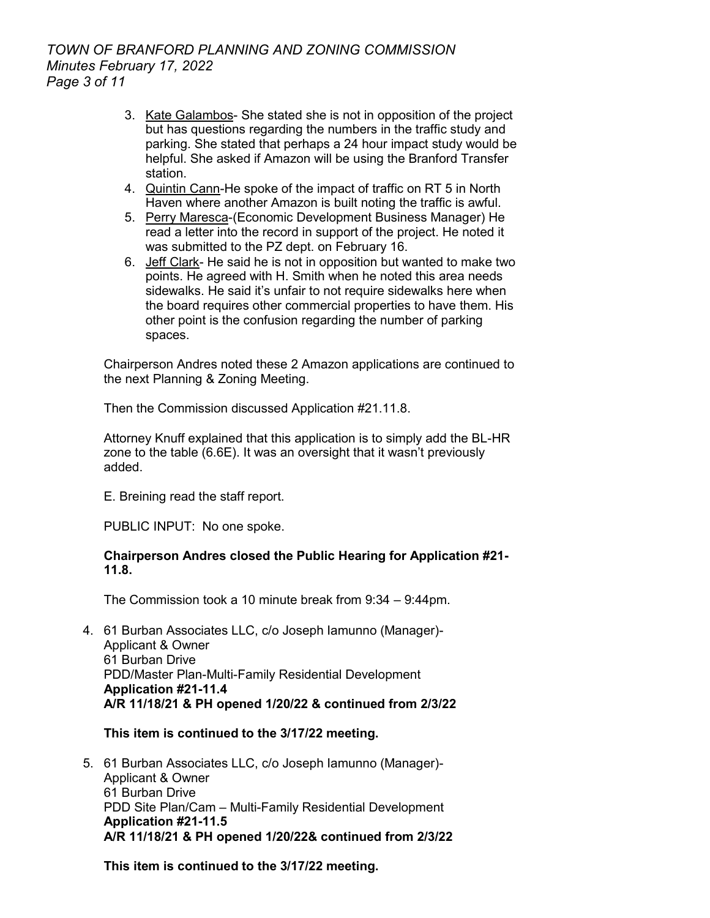3. Kate Galambos- She stated she is not in opposition of the project but has questions regarding the numbers in the traffic study and parking. She stated that perhaps a 24 hour impact study would be helpful. She asked if Amazon will be using the Branford Transfer station.
4. Quintin Cann-He spoke of the impact of traffic on RT 5 in North Haven where another Amazon is built noting the traffic is awful.
5. Perry Maresca-(Economic Development Business Manager) He read a letter into the record in support of the project. He noted it was submitted to the PZ dept. on February 16.
6. Jeff Clark- He said he is not in opposition but wanted to make two points. He agreed with H. Smith when he noted this area needs sidewalks. He said it's unfair to not require sidewalks here when the board requires other commercial properties to have them. His other point is the confusion regarding the number of parking spaces.

Chairperson Andres noted these 2 Amazon applications are continued to the next Planning & Zoning Meeting.

Then the Commission discussed Application #21.11.8.

Attorney Knuff explained that this application is to simply add the BL-HR zone to the table (6.6E). It was an oversight that it wasn't previously added.

E. Breining read the staff report.

PUBLIC INPUT: No one spoke.

**Chairperson Andres closed the Public Hearing for Application #21-11.8.**

The Commission took a 10 minute break from 9:34 – 9:44pm.

4. 61 Burban Associates LLC, c/o Joseph Iamunno (Manager)-
   Applicant & Owner
   61 Burban Drive
   PDD/Master Plan-Multi-Family Residential Development
   **Application #21-11.4**
   **A/R 11/18/21 & PH opened 1/20/22 & continued from 2/3/22**

   **This item is continued to the 3/17/22 meeting.**

5. 61 Burban Associates LLC, c/o Joseph Iamunno (Manager)-
   Applicant & Owner
   61 Burban Drive
   PDD Site Plan/Cam – Multi-Family Residential Development
   **Application #21-11.5**
   **A/R 11/18/21 & PH opened 1/20/22& continued from 2/3/22**

   **This item is continued to the 3/17/22 meeting.**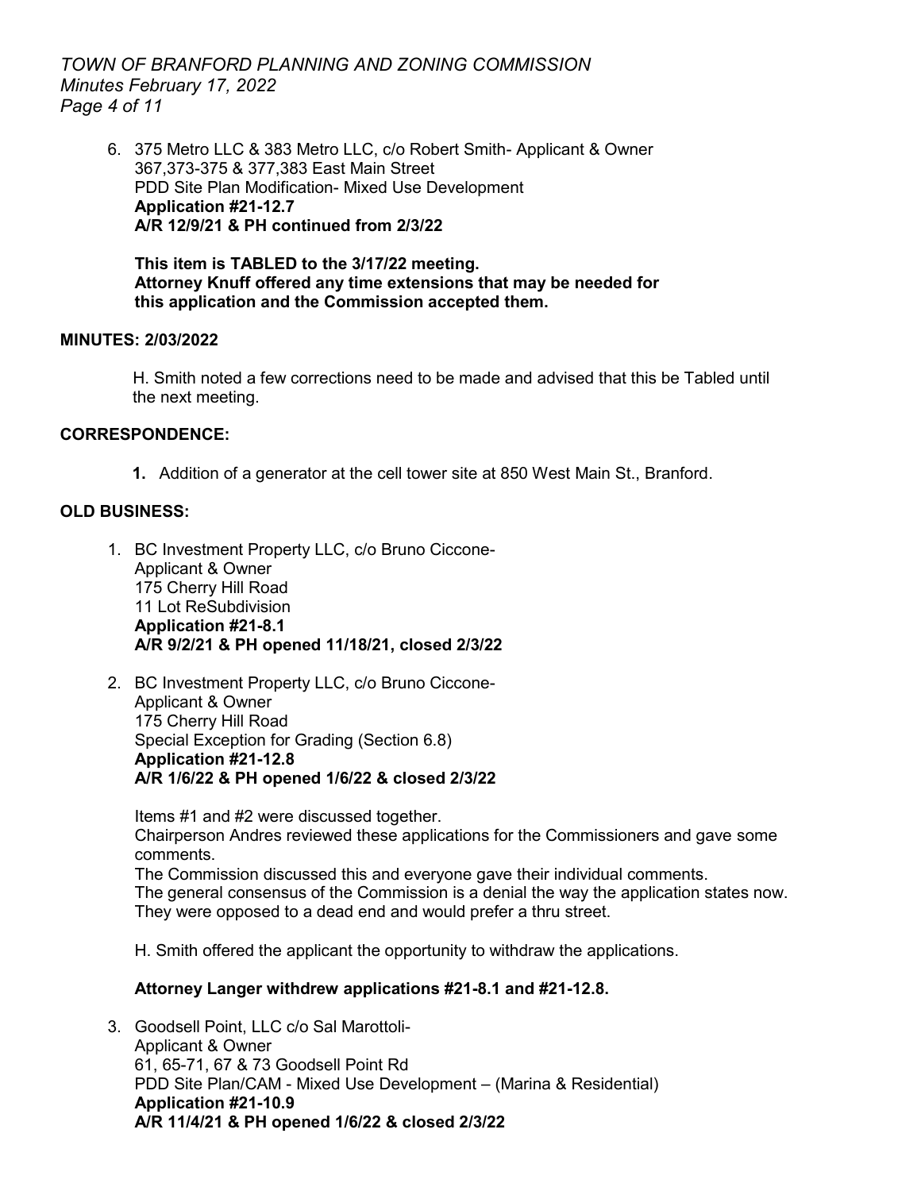6. 375 Metro LLC & 383 Metro LLC, c/o Robert Smith- Applicant & Owner
   367,373-375 & 377,383 East Main Street
   PDD Site Plan Modification- Mixed Use Development
   **Application #21-12.7**
   **A/R 12/9/21 & PH continued from 2/3/22**

   **This item is TABLED to the 3/17/22 meeting.**
   **Attorney Knuff offered any time extensions that may be needed for this application and the Commission accepted them.**

**MINUTES: 2/03/2022**

H. Smith noted a few corrections need to be made and advised that this be Tabled until the next meeting.

**CORRESPONDENCE:**

1. Addition of a generator at the cell tower site at 850 West Main St., Branford.

**OLD BUSINESS:**

1. BC Investment Property LLC, c/o Bruno Ciccone-
   Applicant & Owner
   175 Cherry Hill Road
   11 Lot ReSubdivision
   **Application #21-8.1**
   **A/R 9/2/21 & PH opened 11/18/21, closed 2/3/22**

2. BC Investment Property LLC, c/o Bruno Ciccone-
   Applicant & Owner
   175 Cherry Hill Road
   Special Exception for Grading (Section 6.8)
   **Application #21-12.8**
   **A/R 1/6/22 & PH opened 1/6/22 & closed 2/3/22**

   Items #1 and #2 were discussed together.
   Chairperson Andres reviewed these applications for the Commissioners and gave some comments.
   The Commission discussed this and everyone gave their individual comments.
   The general consensus of the Commission is a denial the way the application states now. They were opposed to a dead end and would prefer a thru street.

   H. Smith offered the applicant the opportunity to withdraw the applications.

   **Attorney Langer withdrew applications #21-8.1 and #21-12.8.**

3. Goodsell Point, LLC c/o Sal Marottoli-
   Applicant & Owner
   61, 65-71, 67 & 73 Goodsell Point Rd
   PDD Site Plan/CAM - Mixed Use Development – (Marina & Residential)
   **Application #21-10.9**
   **A/R 11/4/21 & PH opened 1/6/22 & closed 2/3/22**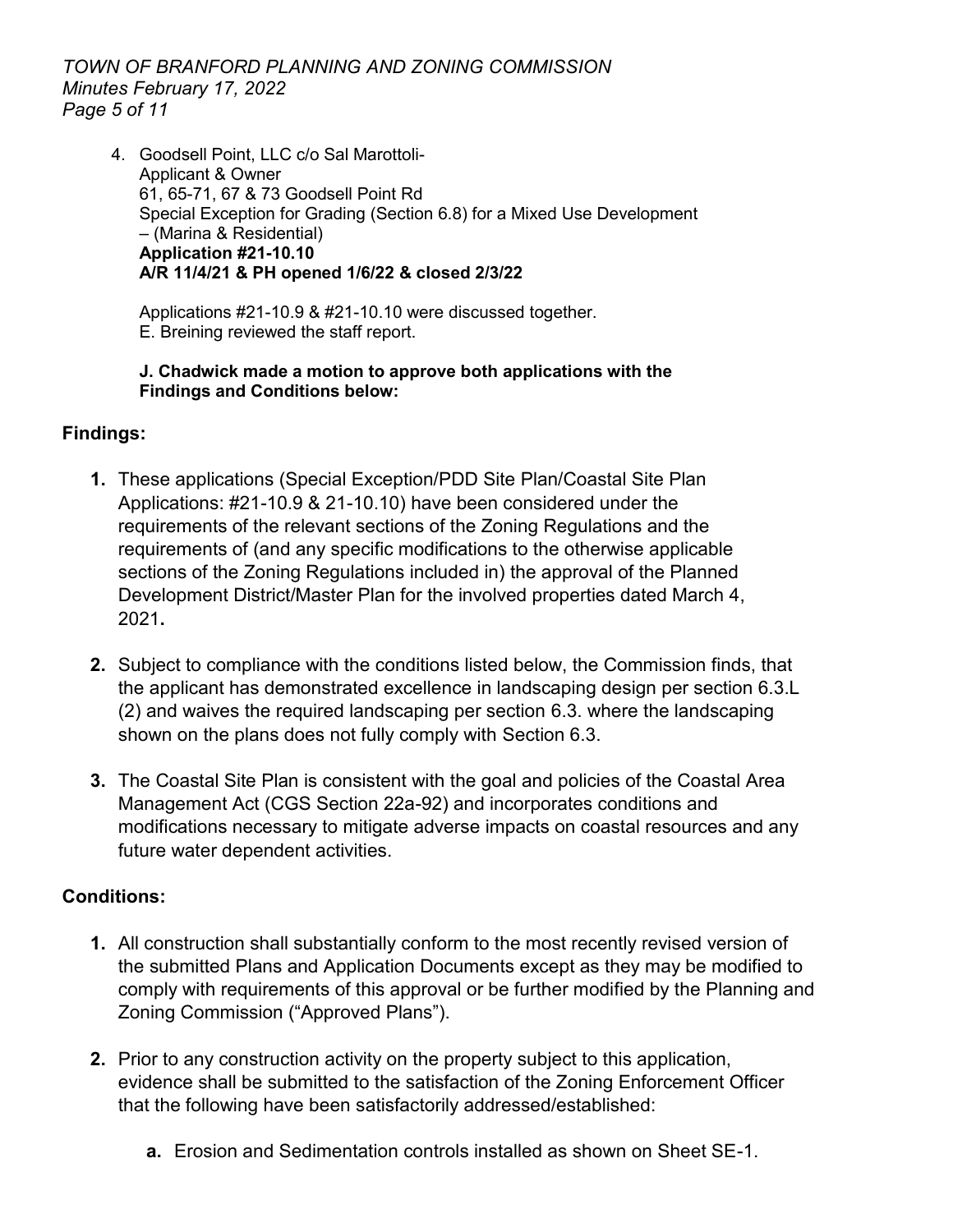4. Goodsell Point, LLC c/o Sal Marottoli-
   Applicant & Owner
   61, 65-71, 67 & 73 Goodsell Point Rd
   Special Exception for Grading (Section 6.8) for a Mixed Use Development – (Marina & Residential)
   **Application #21-10.10**
   **A/R 11/4/21 & PH opened 1/6/22 & closed 2/3/22**

   Applications #21-10.9 & #21-10.10 were discussed together.
   E. Breining reviewed the staff report.

   **J. Chadwick made a motion to approve both applications with the Findings and Conditions below:**

**Findings:**

1. These applications (Special Exception/PDD Site Plan/Coastal Site Plan Applications: #21-10.9 & 21-10.10) have been considered under the requirements of the relevant sections of the Zoning Regulations and the requirements of (and any specific modifications to the otherwise applicable sections of the Zoning Regulations included in) the approval of the Planned Development District/Master Plan for the involved properties dated March 4, 2021**.**

2. Subject to compliance with the conditions listed below, the Commission finds, that the applicant has demonstrated excellence in landscaping design per section 6.3.L (2) and waives the required landscaping per section 6.3. where the landscaping shown on the plans does not fully comply with Section 6.3.

3. The Coastal Site Plan is consistent with the goal and policies of the Coastal Area Management Act (CGS Section 22a-92) and incorporates conditions and modifications necessary to mitigate adverse impacts on coastal resources and any future water dependent activities.

**Conditions:**

1. All construction shall substantially conform to the most recently revised version of the submitted Plans and Application Documents except as they may be modified to comply with requirements of this approval or be further modified by the Planning and Zoning Commission ("Approved Plans").

2. Prior to any construction activity on the property subject to this application, evidence shall be submitted to the satisfaction of the Zoning Enforcement Officer that the following have been satisfactorily addressed/established:

   **a.** Erosion and Sedimentation controls installed as shown on Sheet SE-1.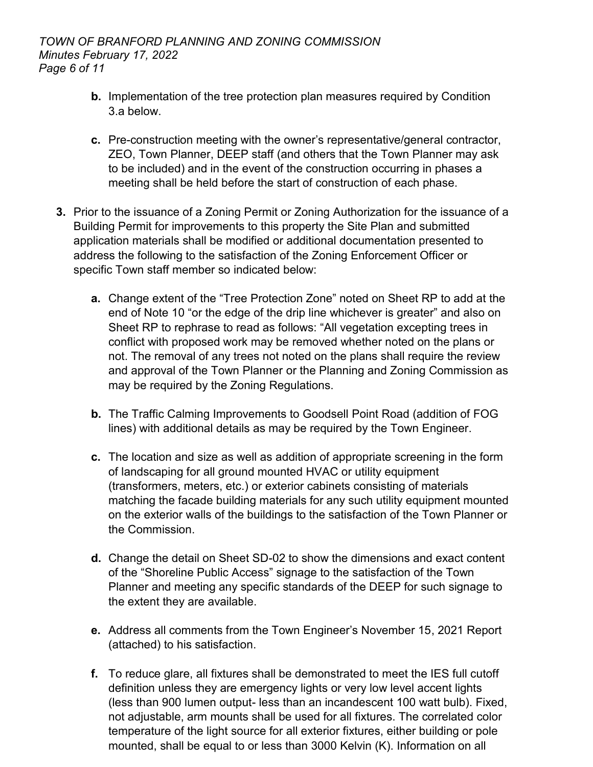- **b.** Implementation of the tree protection plan measures required by Condition 3.a below.

- **c.** Pre-construction meeting with the owner's representative/general contractor, ZEO, Town Planner, DEEP staff (and others that the Town Planner may ask to be included) and in the event of the construction occurring in phases a meeting shall be held before the start of construction of each phase.

**3.** Prior to the issuance of a Zoning Permit or Zoning Authorization for the issuance of a Building Permit for improvements to this property the Site Plan and submitted application materials shall be modified or additional documentation presented to address the following to the satisfaction of the Zoning Enforcement Officer or specific Town staff member so indicated below:

- **a.** Change extent of the "Tree Protection Zone" noted on Sheet RP to add at the end of Note 10 "or the edge of the drip line whichever is greater" and also on Sheet RP to rephrase to read as follows: "All vegetation excepting trees in conflict with proposed work may be removed whether noted on the plans or not. The removal of any trees not noted on the plans shall require the review and approval of the Town Planner or the Planning and Zoning Commission as may be required by the Zoning Regulations.

- **b.** The Traffic Calming Improvements to Goodsell Point Road (addition of FOG lines) with additional details as may be required by the Town Engineer.

- **c.** The location and size as well as addition of appropriate screening in the form of landscaping for all ground mounted HVAC or utility equipment (transformers, meters, etc.) or exterior cabinets consisting of materials matching the facade building materials for any such utility equipment mounted on the exterior walls of the buildings to the satisfaction of the Town Planner or the Commission.

- **d.** Change the detail on Sheet SD-02 to show the dimensions and exact content of the "Shoreline Public Access" signage to the satisfaction of the Town Planner and meeting any specific standards of the DEEP for such signage to the extent they are available.

- **e.** Address all comments from the Town Engineer's November 15, 2021 Report (attached) to his satisfaction.

- **f.** To reduce glare, all fixtures shall be demonstrated to meet the IES full cutoff definition unless they are emergency lights or very low level accent lights (less than 900 lumen output- less than an incandescent 100 watt bulb). Fixed, not adjustable, arm mounts shall be used for all fixtures. The correlated color temperature of the light source for all exterior fixtures, either building or pole mounted, shall be equal to or less than 3000 Kelvin (K). Information on all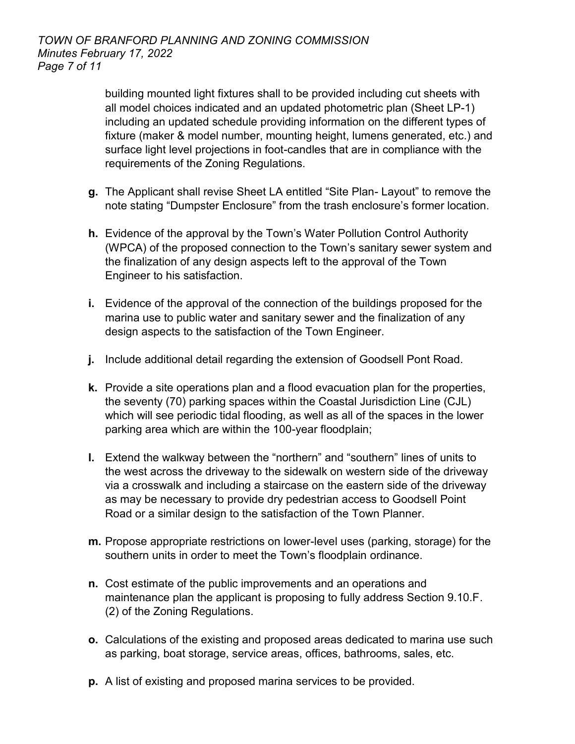building mounted light fixtures shall to be provided including cut sheets with all model choices indicated and an updated photometric plan (Sheet LP-1) including an updated schedule providing information on the different types of fixture (maker & model number, mounting height, lumens generated, etc.) and surface light level projections in foot-candles that are in compliance with the requirements of the Zoning Regulations.

**g.** The Applicant shall revise Sheet LA entitled "Site Plan- Layout" to remove the note stating "Dumpster Enclosure" from the trash enclosure's former location.

**h.** Evidence of the approval by the Town's Water Pollution Control Authority (WPCA) of the proposed connection to the Town's sanitary sewer system and the finalization of any design aspects left to the approval of the Town Engineer to his satisfaction.

**i.** Evidence of the approval of the connection of the buildings proposed for the marina use to public water and sanitary sewer and the finalization of any design aspects to the satisfaction of the Town Engineer.

**j.** Include additional detail regarding the extension of Goodsell Pont Road.

**k.** Provide a site operations plan and a flood evacuation plan for the properties, the seventy (70) parking spaces within the Coastal Jurisdiction Line (CJL) which will see periodic tidal flooding, as well as all of the spaces in the lower parking area which are within the 100-year floodplain;

**l.** Extend the walkway between the "northern" and "southern" lines of units to the west across the driveway to the sidewalk on western side of the driveway via a crosswalk and including a staircase on the eastern side of the driveway as may be necessary to provide dry pedestrian access to Goodsell Point Road or a similar design to the satisfaction of the Town Planner.

**m.** Propose appropriate restrictions on lower-level uses (parking, storage) for the southern units in order to meet the Town's floodplain ordinance.

**n.** Cost estimate of the public improvements and an operations and maintenance plan the applicant is proposing to fully address Section 9.10.F.(2) of the Zoning Regulations.

**o.** Calculations of the existing and proposed areas dedicated to marina use such as parking, boat storage, service areas, offices, bathrooms, sales, etc.

**p.** A list of existing and proposed marina services to be provided.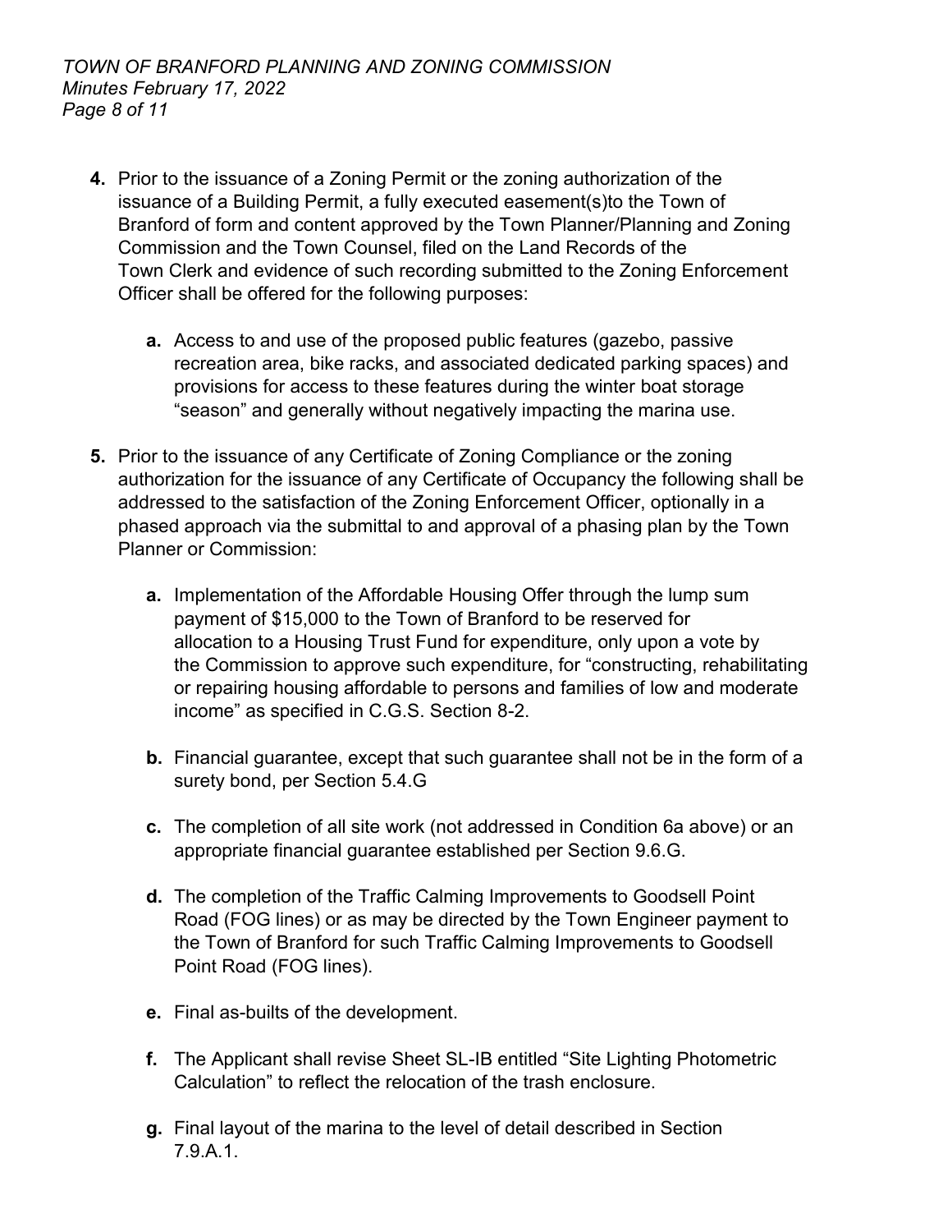**4.** Prior to the issuance of a Zoning Permit or the zoning authorization of the issuance of a Building Permit, a fully executed easement(s)to the Town of Branford of form and content approved by the Town Planner/Planning and Zoning Commission and the Town Counsel, filed on the Land Records of the Town Clerk and evidence of such recording submitted to the Zoning Enforcement Officer shall be offered for the following purposes:

   **a.** Access to and use of the proposed public features (gazebo, passive recreation area, bike racks, and associated dedicated parking spaces) and provisions for access to these features during the winter boat storage "season" and generally without negatively impacting the marina use.

**5.** Prior to the issuance of any Certificate of Zoning Compliance or the zoning authorization for the issuance of any Certificate of Occupancy the following shall be addressed to the satisfaction of the Zoning Enforcement Officer, optionally in a phased approach via the submittal to and approval of a phasing plan by the Town Planner or Commission:

   **a.** Implementation of the Affordable Housing Offer through the lump sum payment of $15,000 to the Town of Branford to be reserved for allocation to a Housing Trust Fund for expenditure, only upon a vote by the Commission to approve such expenditure, for "constructing, rehabilitating or repairing housing affordable to persons and families of low and moderate income" as specified in C.G.S. Section 8-2.

   **b.** Financial guarantee, except that such guarantee shall not be in the form of a surety bond, per Section 5.4.G

   **c.** The completion of all site work (not addressed in Condition 6a above) or an appropriate financial guarantee established per Section 9.6.G.

   **d.** The completion of the Traffic Calming Improvements to Goodsell Point Road (FOG lines) or as may be directed by the Town Engineer payment to the Town of Branford for such Traffic Calming Improvements to Goodsell Point Road (FOG lines).

   **e.** Final as-builts of the development.

   **f.** The Applicant shall revise Sheet SL-IB entitled "Site Lighting Photometric Calculation" to reflect the relocation of the trash enclosure.

   **g.** Final layout of the marina to the level of detail described in Section 7.9.A.1.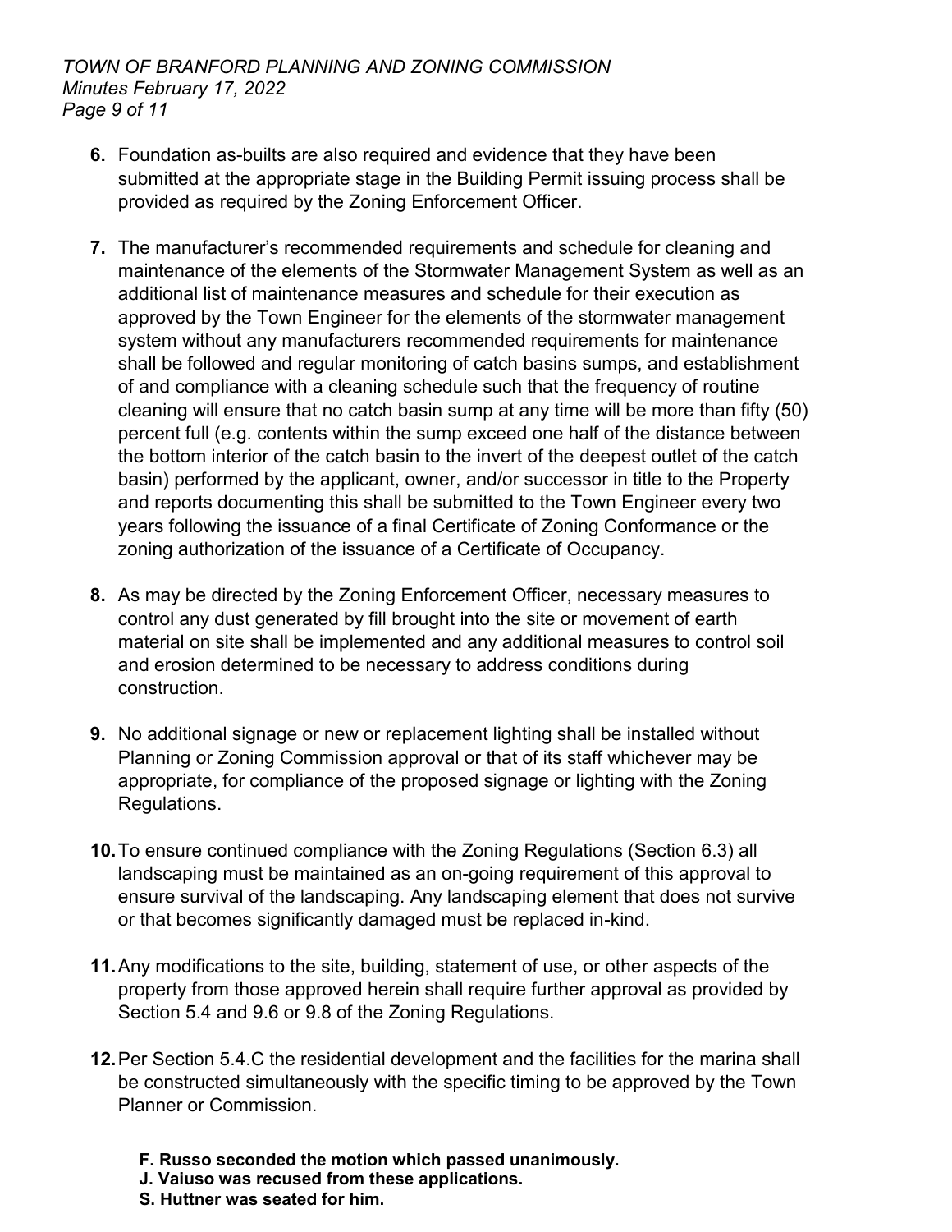6. Foundation as-builts are also required and evidence that they have been submitted at the appropriate stage in the Building Permit issuing process shall be provided as required by the Zoning Enforcement Officer.

7. The manufacturer's recommended requirements and schedule for cleaning and maintenance of the elements of the Stormwater Management System as well as an additional list of maintenance measures and schedule for their execution as approved by the Town Engineer for the elements of the stormwater management system without any manufacturers recommended requirements for maintenance shall be followed and regular monitoring of catch basins sumps, and establishment of and compliance with a cleaning schedule such that the frequency of routine cleaning will ensure that no catch basin sump at any time will be more than fifty (50) percent full (e.g. contents within the sump exceed one half of the distance between the bottom interior of the catch basin to the invert of the deepest outlet of the catch basin) performed by the applicant, owner, and/or successor in title to the Property and reports documenting this shall be submitted to the Town Engineer every two years following the issuance of a final Certificate of Zoning Conformance or the zoning authorization of the issuance of a Certificate of Occupancy.

8. As may be directed by the Zoning Enforcement Officer, necessary measures to control any dust generated by fill brought into the site or movement of earth material on site shall be implemented and any additional measures to control soil and erosion determined to be necessary to address conditions during construction.

9. No additional signage or new or replacement lighting shall be installed without Planning or Zoning Commission approval or that of its staff whichever may be appropriate, for compliance of the proposed signage or lighting with the Zoning Regulations.

10. To ensure continued compliance with the Zoning Regulations (Section 6.3) all landscaping must be maintained as an on-going requirement of this approval to ensure survival of the landscaping. Any landscaping element that does not survive or that becomes significantly damaged must be replaced in-kind.

11. Any modifications to the site, building, statement of use, or other aspects of the property from those approved herein shall require further approval as provided by Section 5.4 and 9.6 or 9.8 of the Zoning Regulations.

12. Per Section 5.4.C the residential development and the facilities for the marina shall be constructed simultaneously with the specific timing to be approved by the Town Planner or Commission.

**F. Russo seconded the motion which passed unanimously.**
**J. Vaiuso was recused from these applications.**
**S. Huttner was seated for him.**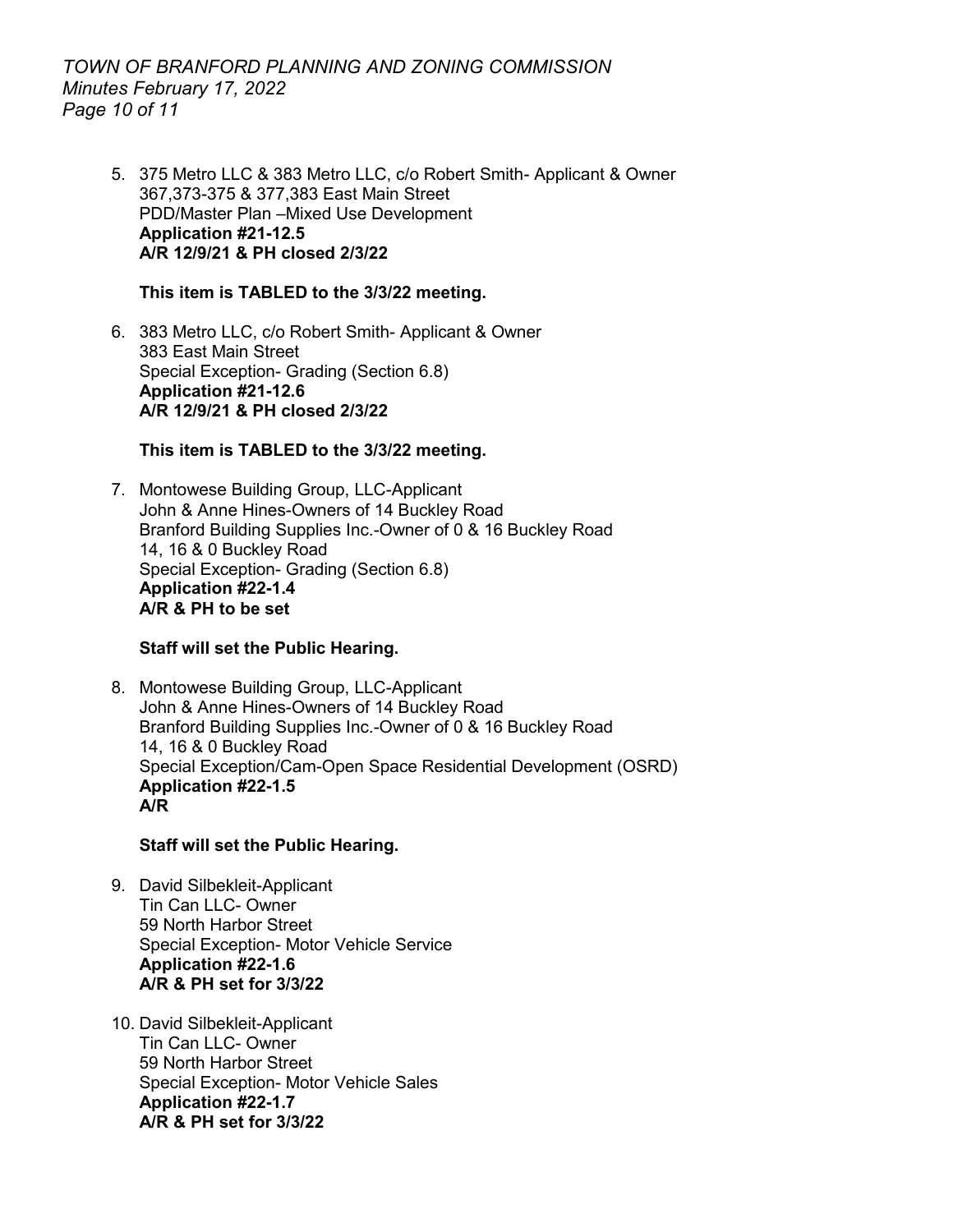5. 375 Metro LLC & 383 Metro LLC, c/o Robert Smith- Applicant & Owner
   367,373-375 & 377,383 East Main Street
   PDD/Master Plan –Mixed Use Development
   **Application #21-12.5**
   **A/R 12/9/21 & PH closed 2/3/22**

   **This item is TABLED to the 3/3/22 meeting.**

6. 383 Metro LLC, c/o Robert Smith- Applicant & Owner
   383 East Main Street
   Special Exception- Grading (Section 6.8)
   **Application #21-12.6**
   **A/R 12/9/21 & PH closed 2/3/22**

   **This item is TABLED to the 3/3/22 meeting.**

7. Montowese Building Group, LLC-Applicant
   John & Anne Hines-Owners of 14 Buckley Road
   Branford Building Supplies Inc.-Owner of 0 & 16 Buckley Road
   14, 16 & 0 Buckley Road
   Special Exception- Grading (Section 6.8)
   **Application #22-1.4**
   **A/R & PH to be set**

   **Staff will set the Public Hearing.**

8. Montowese Building Group, LLC-Applicant
   John & Anne Hines-Owners of 14 Buckley Road
   Branford Building Supplies Inc.-Owner of 0 & 16 Buckley Road
   14, 16 & 0 Buckley Road
   Special Exception/Cam-Open Space Residential Development (OSRD)
   **Application #22-1.5**
   **A/R**

   **Staff will set the Public Hearing.**

9. David Silbekleit-Applicant
   Tin Can LLC- Owner
   59 North Harbor Street
   Special Exception- Motor Vehicle Service
   **Application #22-1.6**
   **A/R & PH set for 3/3/22**

10. David Silbekleit-Applicant
    Tin Can LLC- Owner
    59 North Harbor Street
    Special Exception- Motor Vehicle Sales
    **Application #22-1.7**
    **A/R & PH set for 3/3/22**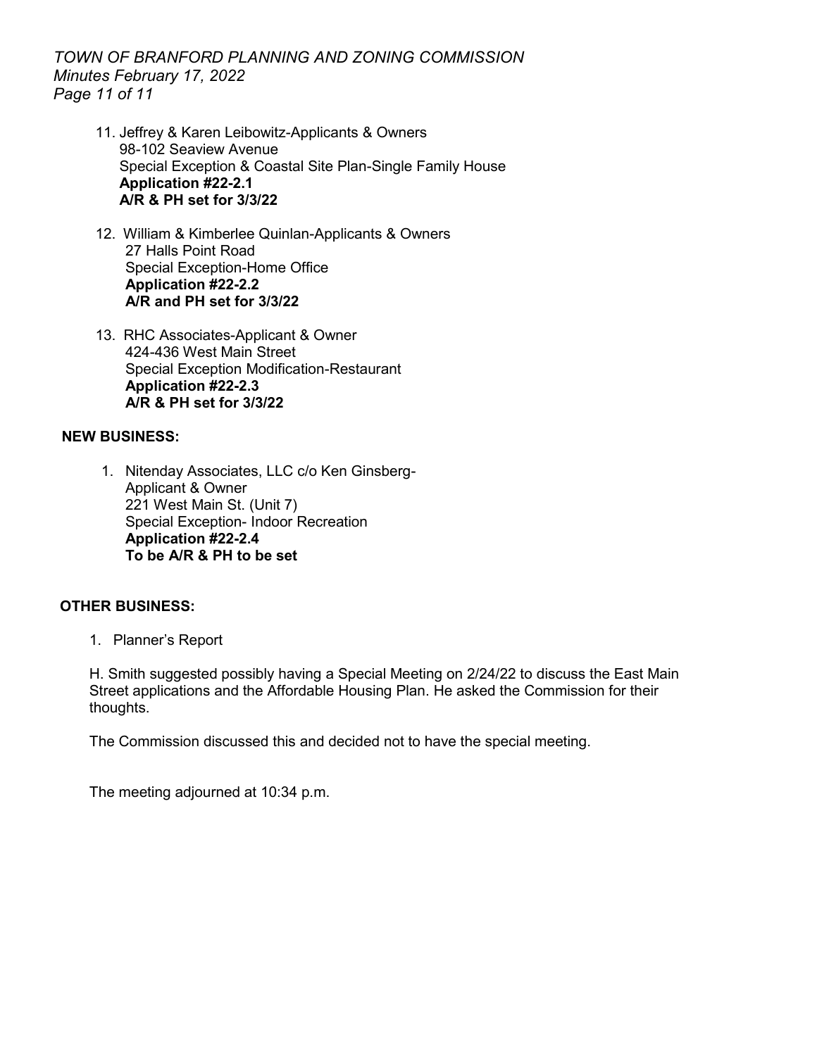11. Jeffrey & Karen Leibowitz-Applicants & Owners
    98-102 Seaview Avenue
    Special Exception & Coastal Site Plan-Single Family House
    **Application #22-2.1**
    **A/R & PH set for 3/3/22**

12. William & Kimberlee Quinlan-Applicants & Owners
    27 Halls Point Road
    Special Exception-Home Office
    **Application #22-2.2**
    **A/R and PH set for 3/3/22**

13. RHC Associates-Applicant & Owner
    424-436 West Main Street
    Special Exception Modification-Restaurant
    **Application #22-2.3**
    **A/R & PH set for 3/3/22**

**NEW BUSINESS:**

1. Nitenday Associates, LLC c/o Ken Ginsberg-
   Applicant & Owner
   221 West Main St. (Unit 7)
   Special Exception- Indoor Recreation
   **Application #22-2.4**
   **To be A/R & PH to be set**

**OTHER BUSINESS:**

1. Planner's Report

H. Smith suggested possibly having a Special Meeting on 2/24/22 to discuss the East Main Street applications and the Affordable Housing Plan. He asked the Commission for their thoughts.

The Commission discussed this and decided not to have the special meeting.

The meeting adjourned at 10:34 p.m.